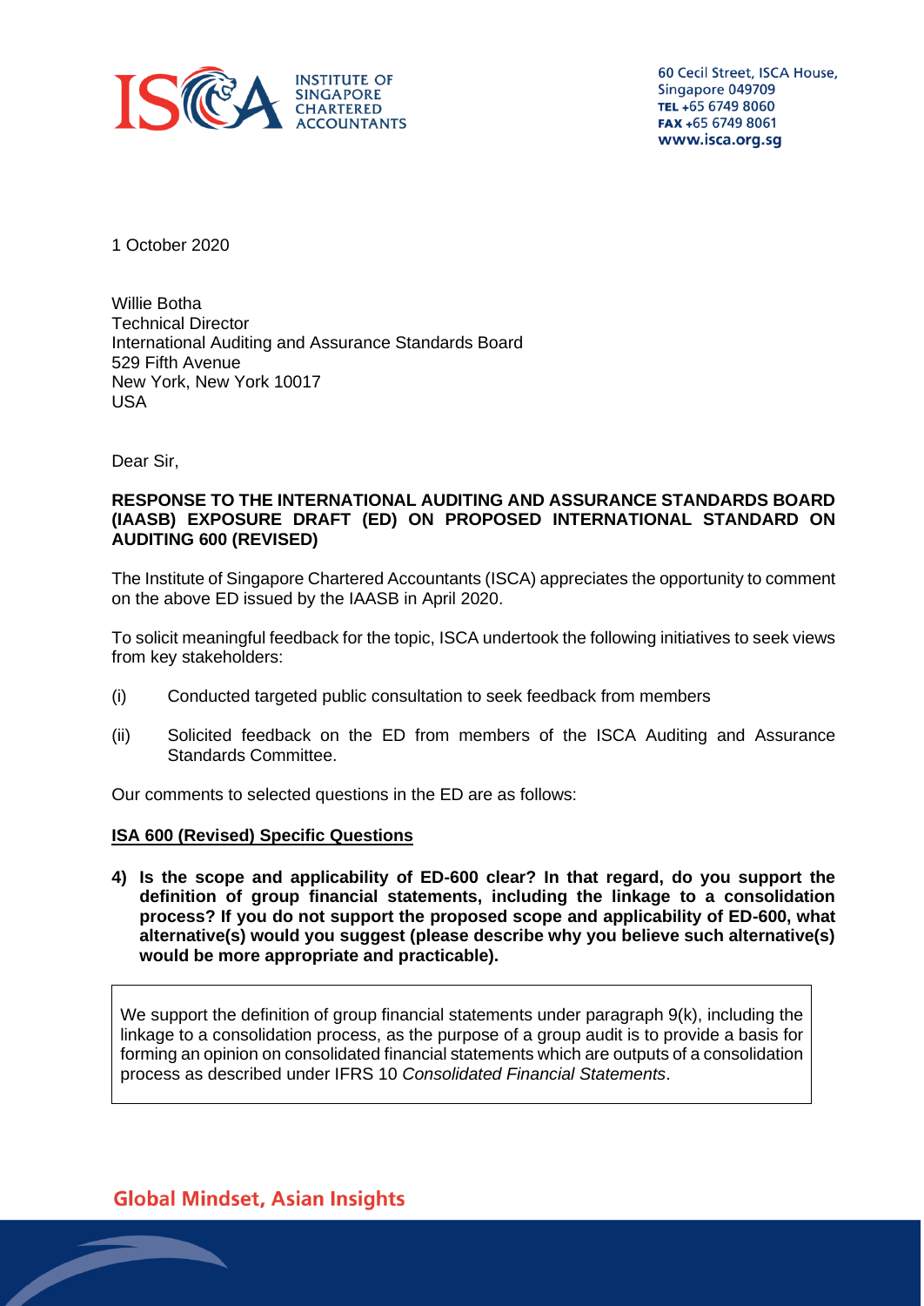INSTITUTE OF SINGAPORE CHARTERED ACCOUNTANTS

60 Cecil Street, ISCA House,
Singapore 049709
TEL +65 6749 8060
FAX +65 6749 8061
www.isca.org.sg

1 October 2020

Willie Botha
Technical Director
International Auditing and Assurance Standards Board
529 Fifth Avenue
New York, New York 10017
USA

Dear Sir,

**RESPONSE TO THE INTERNATIONAL AUDITING AND ASSURANCE STANDARDS BOARD (IAASB) EXPOSURE DRAFT (ED) ON PROPOSED INTERNATIONAL STANDARD ON AUDITING 600 (REVISED)**

The Institute of Singapore Chartered Accountants (ISCA) appreciates the opportunity to comment on the above ED issued by the IAASB in April 2020.

To solicit meaningful feedback for the topic, ISCA undertook the following initiatives to seek views from key stakeholders:

(i) Conducted targeted public consultation to seek feedback from members

(ii) Solicited feedback on the ED from members of the ISCA Auditing and Assurance Standards Committee.

Our comments to selected questions in the ED are as follows:

**ISA 600 (Revised) Specific Questions**

**4) Is the scope and applicability of ED-600 clear? In that regard, do you support the definition of group financial statements, including the linkage to a consolidation process? If you do not support the proposed scope and applicability of ED-600, what alternative(s) would you suggest (please describe why you believe such alternative(s) would be more appropriate and practicable).**

We support the definition of group financial statements under paragraph 9(k), including the linkage to a consolidation process, as the purpose of a group audit is to provide a basis for forming an opinion on consolidated financial statements which are outputs of a consolidation process as described under IFRS 10 *Consolidated Financial Statements*.

Global Mindset, Asian Insights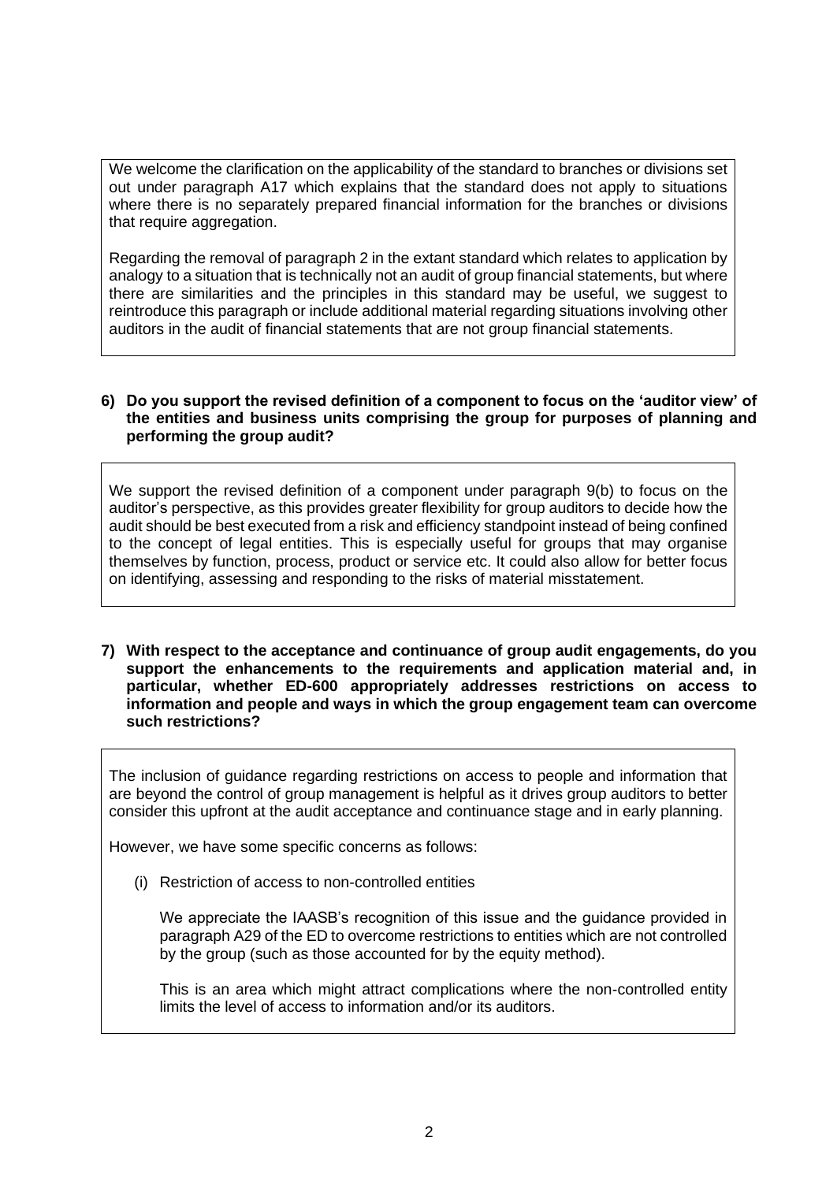We welcome the clarification on the applicability of the standard to branches or divisions set out under paragraph A17 which explains that the standard does not apply to situations where there is no separately prepared financial information for the branches or divisions that require aggregation.

Regarding the removal of paragraph 2 in the extant standard which relates to application by analogy to a situation that is technically not an audit of group financial statements, but where there are similarities and the principles in this standard may be useful, we suggest to reintroduce this paragraph or include additional material regarding situations involving other auditors in the audit of financial statements that are not group financial statements.

**6) Do you support the revised definition of a component to focus on the 'auditor view' of the entities and business units comprising the group for purposes of planning and performing the group audit?**

We support the revised definition of a component under paragraph 9(b) to focus on the auditor's perspective, as this provides greater flexibility for group auditors to decide how the audit should be best executed from a risk and efficiency standpoint instead of being confined to the concept of legal entities. This is especially useful for groups that may organise themselves by function, process, product or service etc. It could also allow for better focus on identifying, assessing and responding to the risks of material misstatement.

**7) With respect to the acceptance and continuance of group audit engagements, do you support the enhancements to the requirements and application material and, in particular, whether ED-600 appropriately addresses restrictions on access to information and people and ways in which the group engagement team can overcome such restrictions?**

The inclusion of guidance regarding restrictions on access to people and information that are beyond the control of group management is helpful as it drives group auditors to better consider this upfront at the audit acceptance and continuance stage and in early planning.

However, we have some specific concerns as follows:

(i) Restriction of access to non-controlled entities

We appreciate the IAASB's recognition of this issue and the guidance provided in paragraph A29 of the ED to overcome restrictions to entities which are not controlled by the group (such as those accounted for by the equity method).

This is an area which might attract complications where the non-controlled entity limits the level of access to information and/or its auditors.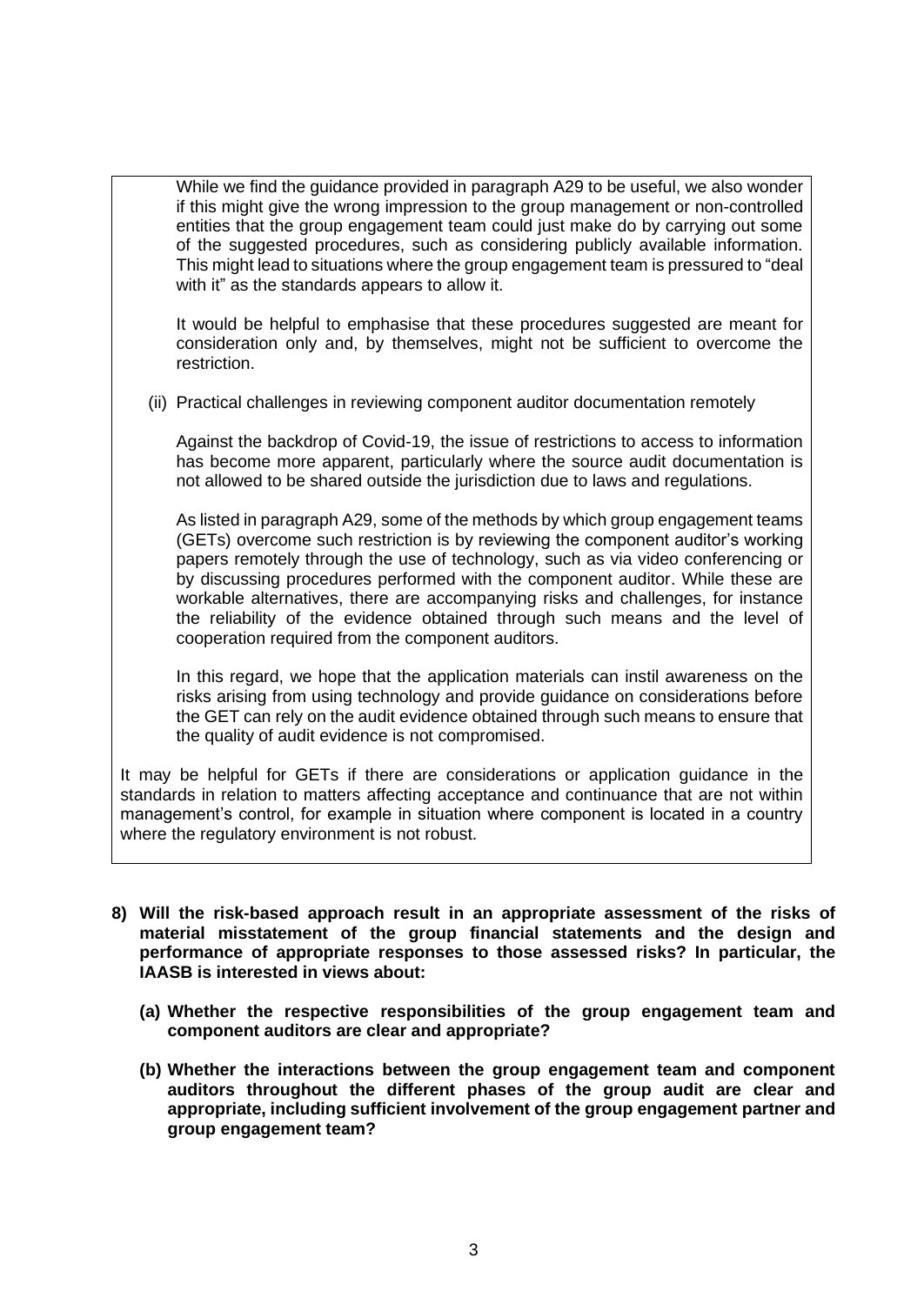While we find the guidance provided in paragraph A29 to be useful, we also wonder if this might give the wrong impression to the group management or non-controlled entities that the group engagement team could just make do by carrying out some of the suggested procedures, such as considering publicly available information. This might lead to situations where the group engagement team is pressured to "deal with it" as the standards appears to allow it.

It would be helpful to emphasise that these procedures suggested are meant for consideration only and, by themselves, might not be sufficient to overcome the restriction.

(ii) Practical challenges in reviewing component auditor documentation remotely

Against the backdrop of Covid-19, the issue of restrictions to access to information has become more apparent, particularly where the source audit documentation is not allowed to be shared outside the jurisdiction due to laws and regulations.

As listed in paragraph A29, some of the methods by which group engagement teams (GETs) overcome such restriction is by reviewing the component auditor's working papers remotely through the use of technology, such as via video conferencing or by discussing procedures performed with the component auditor. While these are workable alternatives, there are accompanying risks and challenges, for instance the reliability of the evidence obtained through such means and the level of cooperation required from the component auditors.

In this regard, we hope that the application materials can instil awareness on the risks arising from using technology and provide guidance on considerations before the GET can rely on the audit evidence obtained through such means to ensure that the quality of audit evidence is not compromised.

It may be helpful for GETs if there are considerations or application guidance in the standards in relation to matters affecting acceptance and continuance that are not within management's control, for example in situation where component is located in a country where the regulatory environment is not robust.

**8) Will the risk-based approach result in an appropriate assessment of the risks of material misstatement of the group financial statements and the design and performance of appropriate responses to those assessed risks? In particular, the IAASB is interested in views about:**

**(a) Whether the respective responsibilities of the group engagement team and component auditors are clear and appropriate?**

**(b) Whether the interactions between the group engagement team and component auditors throughout the different phases of the group audit are clear and appropriate, including sufficient involvement of the group engagement partner and group engagement team?**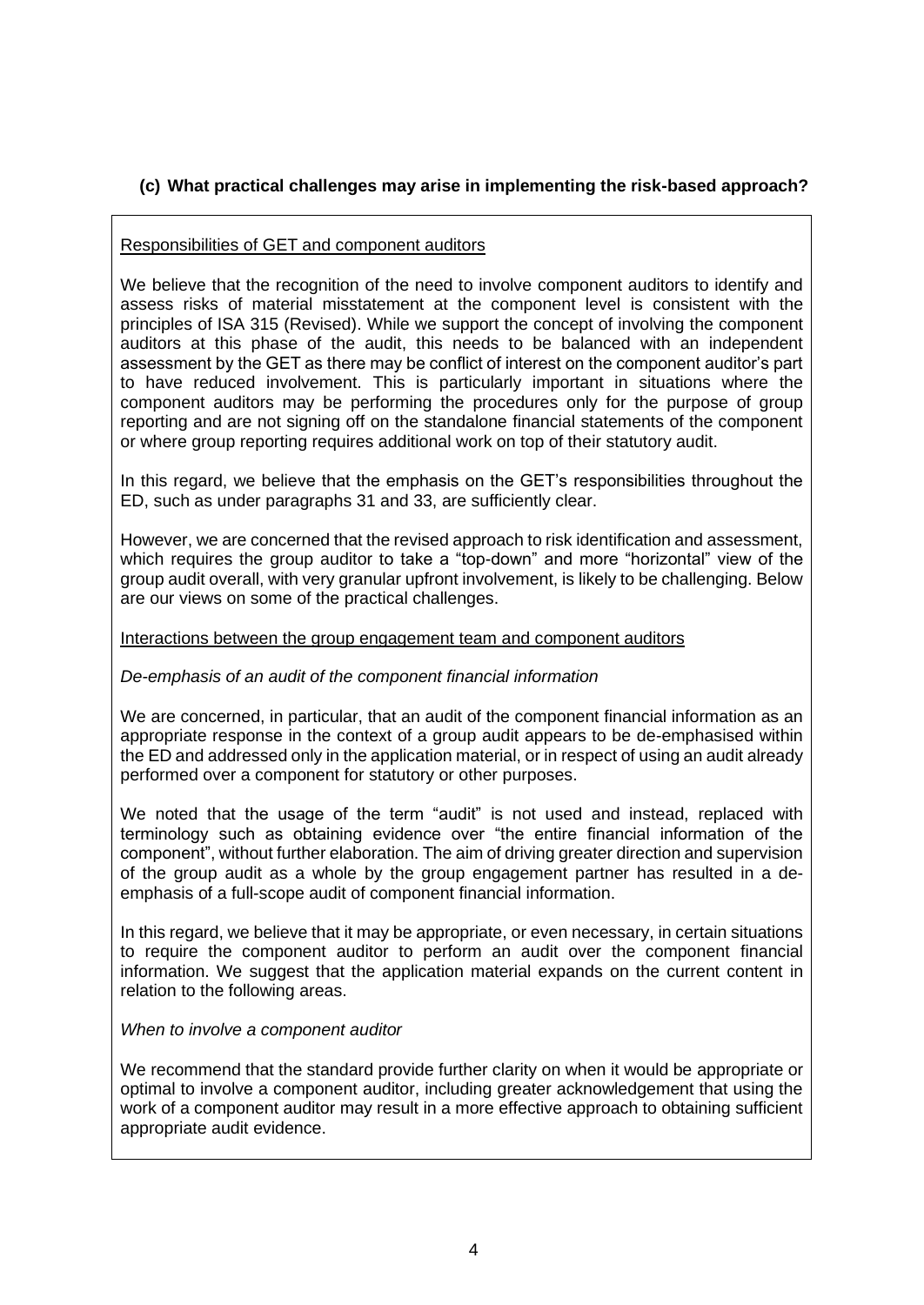**(c) What practical challenges may arise in implementing the risk-based approach?**

<u>Responsibilities of GET and component auditors</u>

We believe that the recognition of the need to involve component auditors to identify and assess risks of material misstatement at the component level is consistent with the principles of ISA 315 (Revised). While we support the concept of involving the component auditors at this phase of the audit, this needs to be balanced with an independent assessment by the GET as there may be conflict of interest on the component auditor's part to have reduced involvement. This is particularly important in situations where the component auditors may be performing the procedures only for the purpose of group reporting and are not signing off on the standalone financial statements of the component or where group reporting requires additional work on top of their statutory audit.

In this regard, we believe that the emphasis on the GET's responsibilities throughout the ED, such as under paragraphs 31 and 33, are sufficiently clear.

However, we are concerned that the revised approach to risk identification and assessment, which requires the group auditor to take a "top-down" and more "horizontal" view of the group audit overall, with very granular upfront involvement, is likely to be challenging. Below are our views on some of the practical challenges.

<u>Interactions between the group engagement team and component auditors</u>

*De-emphasis of an audit of the component financial information*

We are concerned, in particular, that an audit of the component financial information as an appropriate response in the context of a group audit appears to be de-emphasised within the ED and addressed only in the application material, or in respect of using an audit already performed over a component for statutory or other purposes.

We noted that the usage of the term "audit" is not used and instead, replaced with terminology such as obtaining evidence over "the entire financial information of the component", without further elaboration. The aim of driving greater direction and supervision of the group audit as a whole by the group engagement partner has resulted in a de-emphasis of a full-scope audit of component financial information.

In this regard, we believe that it may be appropriate, or even necessary, in certain situations to require the component auditor to perform an audit over the component financial information. We suggest that the application material expands on the current content in relation to the following areas.

*When to involve a component auditor*

We recommend that the standard provide further clarity on when it would be appropriate or optimal to involve a component auditor, including greater acknowledgement that using the work of a component auditor may result in a more effective approach to obtaining sufficient appropriate audit evidence.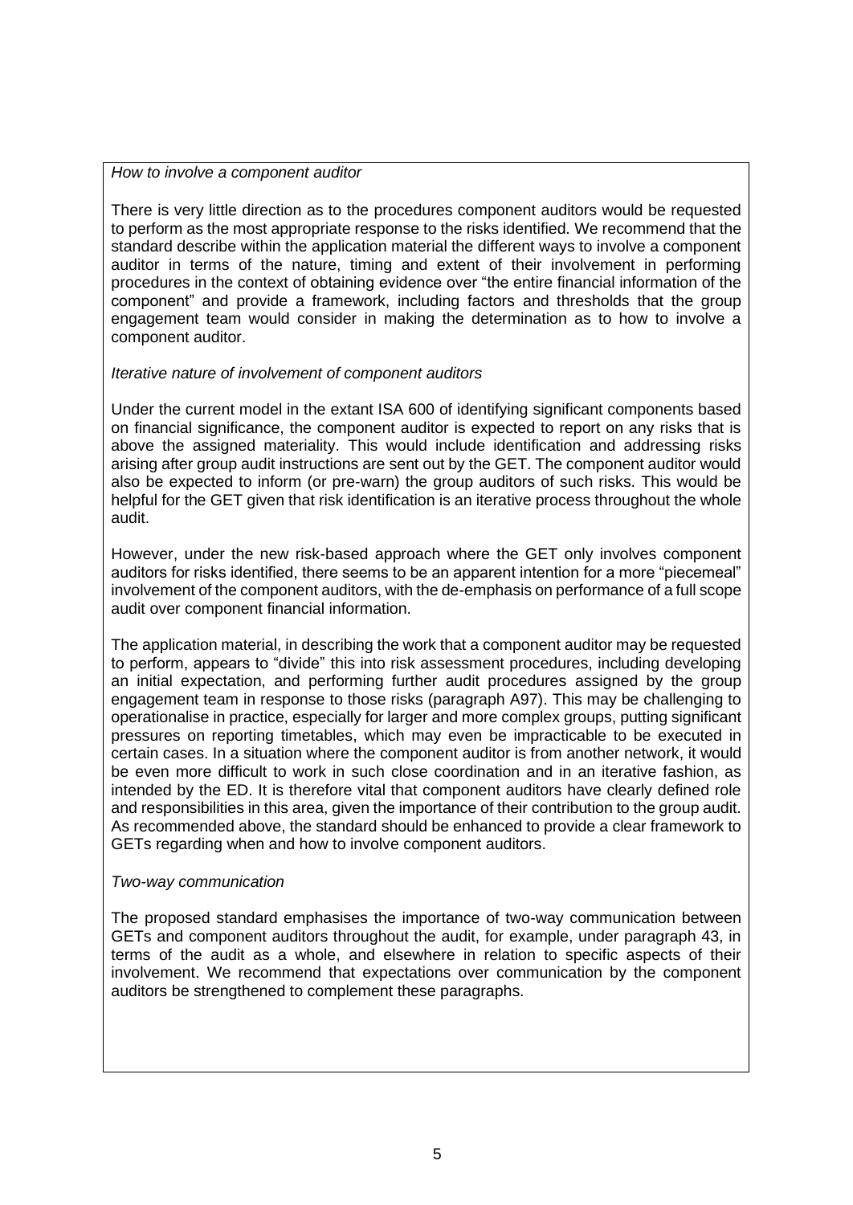*How to involve a component auditor*

There is very little direction as to the procedures component auditors would be requested to perform as the most appropriate response to the risks identified. We recommend that the standard describe within the application material the different ways to involve a component auditor in terms of the nature, timing and extent of their involvement in performing procedures in the context of obtaining evidence over "the entire financial information of the component" and provide a framework, including factors and thresholds that the group engagement team would consider in making the determination as to how to involve a component auditor.

*Iterative nature of involvement of component auditors*

Under the current model in the extant ISA 600 of identifying significant components based on financial significance, the component auditor is expected to report on any risks that is above the assigned materiality. This would include identification and addressing risks arising after group audit instructions are sent out by the GET. The component auditor would also be expected to inform (or pre-warn) the group auditors of such risks. This would be helpful for the GET given that risk identification is an iterative process throughout the whole audit.

However, under the new risk-based approach where the GET only involves component auditors for risks identified, there seems to be an apparent intention for a more "piecemeal" involvement of the component auditors, with the de-emphasis on performance of a full scope audit over component financial information.

The application material, in describing the work that a component auditor may be requested to perform, appears to "divide" this into risk assessment procedures, including developing an initial expectation, and performing further audit procedures assigned by the group engagement team in response to those risks (paragraph A97). This may be challenging to operationalise in practice, especially for larger and more complex groups, putting significant pressures on reporting timetables, which may even be impracticable to be executed in certain cases. In a situation where the component auditor is from another network, it would be even more difficult to work in such close coordination and in an iterative fashion, as intended by the ED. It is therefore vital that component auditors have clearly defined role and responsibilities in this area, given the importance of their contribution to the group audit. As recommended above, the standard should be enhanced to provide a clear framework to GETs regarding when and how to involve component auditors.

*Two-way communication*

The proposed standard emphasises the importance of two-way communication between GETs and component auditors throughout the audit, for example, under paragraph 43, in terms of the audit as a whole, and elsewhere in relation to specific aspects of their involvement. We recommend that expectations over communication by the component auditors be strengthened to complement these paragraphs.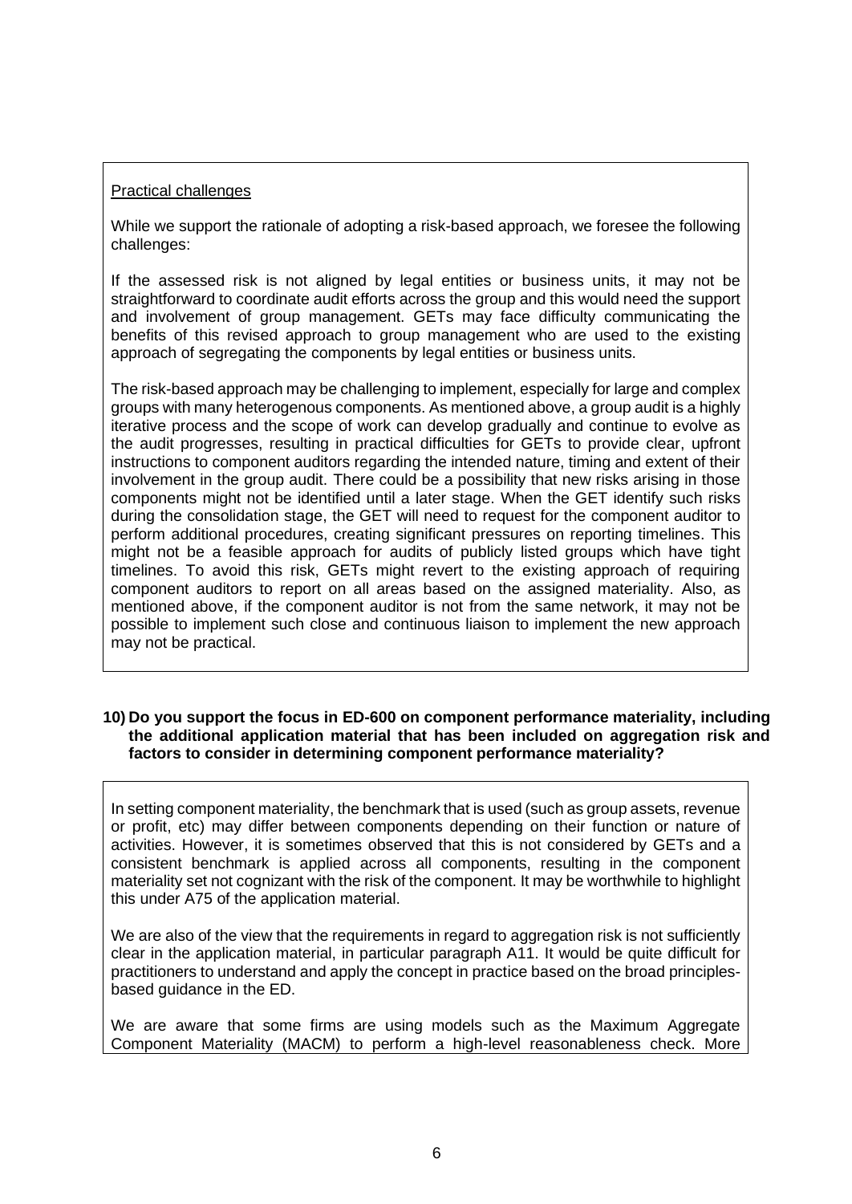Practical challenges

While we support the rationale of adopting a risk-based approach, we foresee the following challenges:

If the assessed risk is not aligned by legal entities or business units, it may not be straightforward to coordinate audit efforts across the group and this would need the support and involvement of group management. GETs may face difficulty communicating the benefits of this revised approach to group management who are used to the existing approach of segregating the components by legal entities or business units.

The risk-based approach may be challenging to implement, especially for large and complex groups with many heterogenous components. As mentioned above, a group audit is a highly iterative process and the scope of work can develop gradually and continue to evolve as the audit progresses, resulting in practical difficulties for GETs to provide clear, upfront instructions to component auditors regarding the intended nature, timing and extent of their involvement in the group audit. There could be a possibility that new risks arising in those components might not be identified until a later stage. When the GET identify such risks during the consolidation stage, the GET will need to request for the component auditor to perform additional procedures, creating significant pressures on reporting timelines. This might not be a feasible approach for audits of publicly listed groups which have tight timelines. To avoid this risk, GETs might revert to the existing approach of requiring component auditors to report on all areas based on the assigned materiality. Also, as mentioned above, if the component auditor is not from the same network, it may not be possible to implement such close and continuous liaison to implement the new approach may not be practical.

**10) Do you support the focus in ED-600 on component performance materiality, including the additional application material that has been included on aggregation risk and factors to consider in determining component performance materiality?**

In setting component materiality, the benchmark that is used (such as group assets, revenue or profit, etc) may differ between components depending on their function or nature of activities. However, it is sometimes observed that this is not considered by GETs and a consistent benchmark is applied across all components, resulting in the component materiality set not cognizant with the risk of the component. It may be worthwhile to highlight this under A75 of the application material.

We are also of the view that the requirements in regard to aggregation risk is not sufficiently clear in the application material, in particular paragraph A11. It would be quite difficult for practitioners to understand and apply the concept in practice based on the broad principles-based guidance in the ED.

We are aware that some firms are using models such as the Maximum Aggregate Component Materiality (MACM) to perform a high-level reasonableness check. More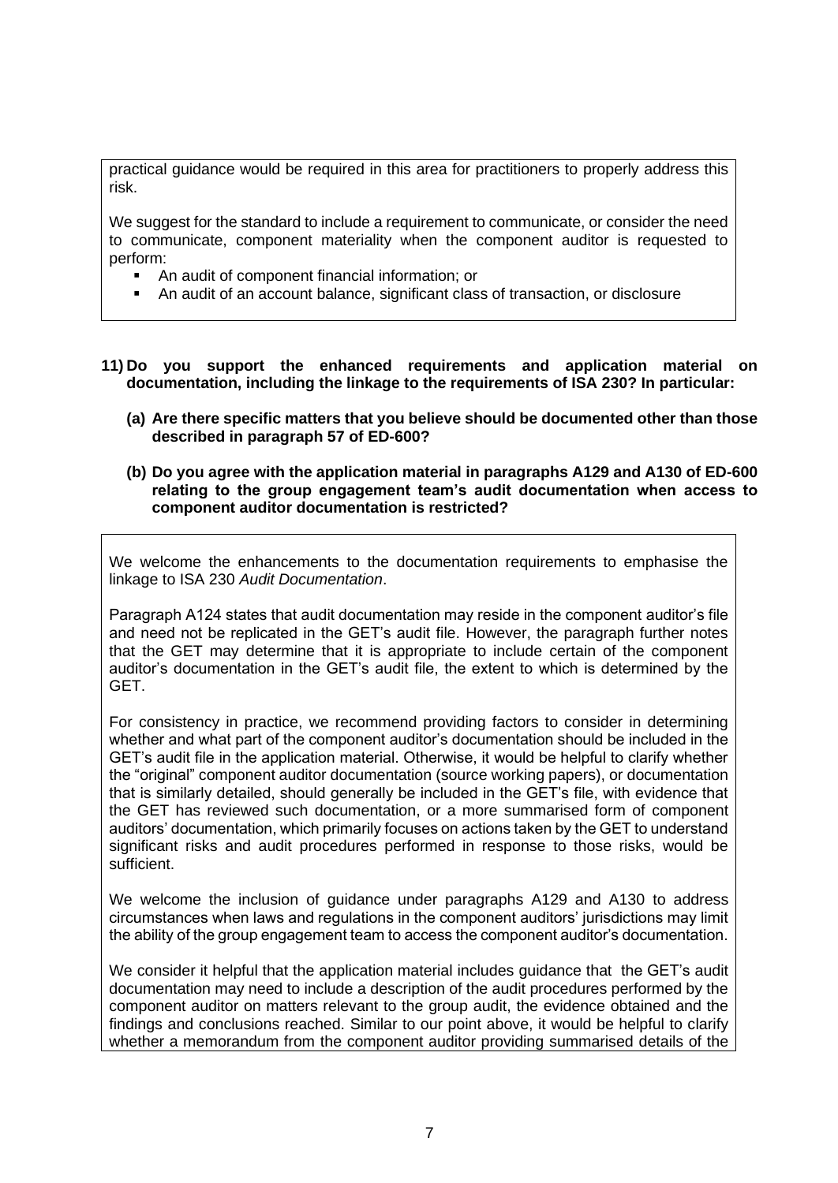practical guidance would be required in this area for practitioners to properly address this risk.

We suggest for the standard to include a requirement to communicate, or consider the need to communicate, component materiality when the component auditor is requested to perform:

- An audit of component financial information; or
- An audit of an account balance, significant class of transaction, or disclosure

**11) Do you support the enhanced requirements and application material on documentation, including the linkage to the requirements of ISA 230? In particular:**

**(a) Are there specific matters that you believe should be documented other than those described in paragraph 57 of ED-600?**

**(b) Do you agree with the application material in paragraphs A129 and A130 of ED-600 relating to the group engagement team's audit documentation when access to component auditor documentation is restricted?**

We welcome the enhancements to the documentation requirements to emphasise the linkage to ISA 230 *Audit Documentation*.

Paragraph A124 states that audit documentation may reside in the component auditor's file and need not be replicated in the GET's audit file. However, the paragraph further notes that the GET may determine that it is appropriate to include certain of the component auditor's documentation in the GET's audit file, the extent to which is determined by the GET.

For consistency in practice, we recommend providing factors to consider in determining whether and what part of the component auditor's documentation should be included in the GET's audit file in the application material. Otherwise, it would be helpful to clarify whether the "original" component auditor documentation (source working papers), or documentation that is similarly detailed, should generally be included in the GET's file, with evidence that the GET has reviewed such documentation, or a more summarised form of component auditors' documentation, which primarily focuses on actions taken by the GET to understand significant risks and audit procedures performed in response to those risks, would be sufficient.

We welcome the inclusion of guidance under paragraphs A129 and A130 to address circumstances when laws and regulations in the component auditors' jurisdictions may limit the ability of the group engagement team to access the component auditor's documentation.

We consider it helpful that the application material includes guidance that the GET's audit documentation may need to include a description of the audit procedures performed by the component auditor on matters relevant to the group audit, the evidence obtained and the findings and conclusions reached. Similar to our point above, it would be helpful to clarify whether a memorandum from the component auditor providing summarised details of the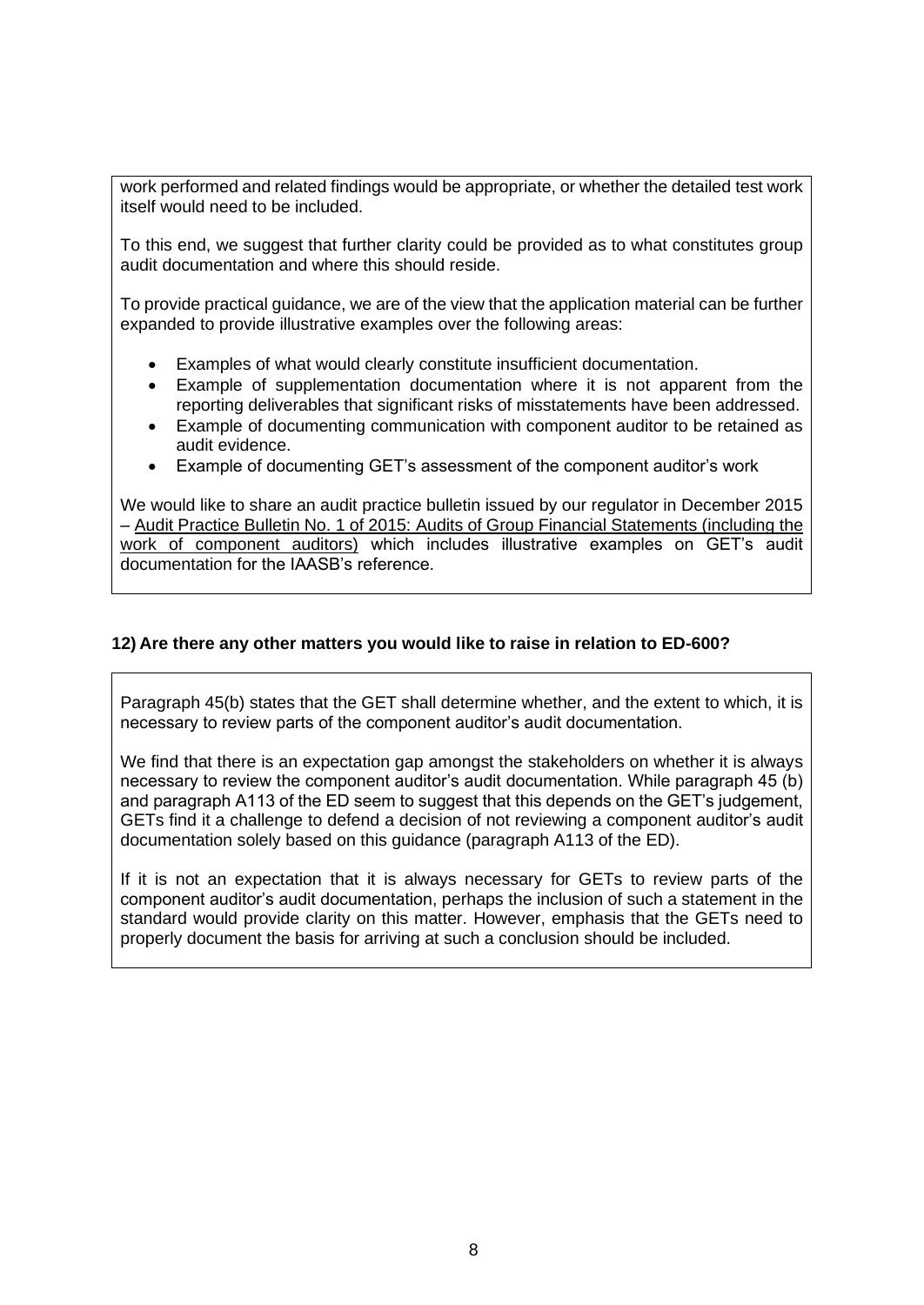work performed and related findings would be appropriate, or whether the detailed test work itself would need to be included.

To this end, we suggest that further clarity could be provided as to what constitutes group audit documentation and where this should reside.

To provide practical guidance, we are of the view that the application material can be further expanded to provide illustrative examples over the following areas:

- Examples of what would clearly constitute insufficient documentation.
- Example of supplementation documentation where it is not apparent from the reporting deliverables that significant risks of misstatements have been addressed.
- Example of documenting communication with component auditor to be retained as audit evidence.
- Example of documenting GET's assessment of the component auditor's work

We would like to share an audit practice bulletin issued by our regulator in December 2015 – Audit Practice Bulletin No. 1 of 2015: Audits of Group Financial Statements (including the work of component auditors) which includes illustrative examples on GET's audit documentation for the IAASB's reference.

**12) Are there any other matters you would like to raise in relation to ED-600?**

Paragraph 45(b) states that the GET shall determine whether, and the extent to which, it is necessary to review parts of the component auditor's audit documentation.

We find that there is an expectation gap amongst the stakeholders on whether it is always necessary to review the component auditor's audit documentation. While paragraph 45 (b) and paragraph A113 of the ED seem to suggest that this depends on the GET's judgement, GETs find it a challenge to defend a decision of not reviewing a component auditor's audit documentation solely based on this guidance (paragraph A113 of the ED).

If it is not an expectation that it is always necessary for GETs to review parts of the component auditor's audit documentation, perhaps the inclusion of such a statement in the standard would provide clarity on this matter. However, emphasis that the GETs need to properly document the basis for arriving at such a conclusion should be included.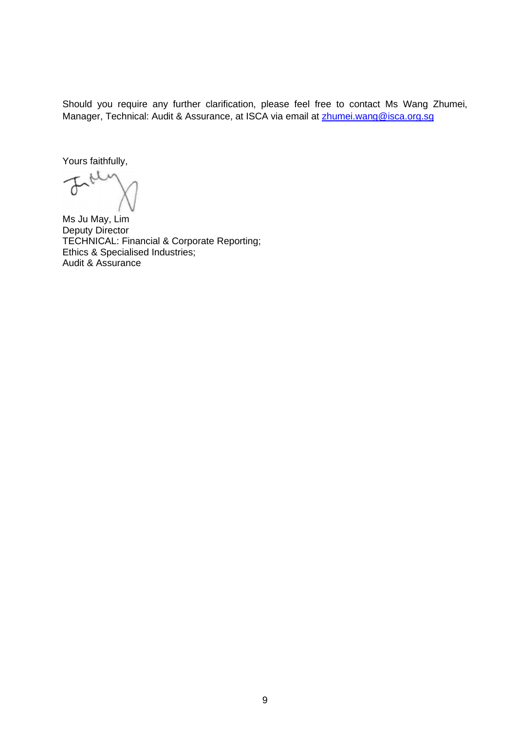Should you require any further clarification, please feel free to contact Ms Wang Zhumei, Manager, Technical: Audit & Assurance, at ISCA via email at [zhumei.wang@isca.org.sg](mailto:zhumei.wang@isca.org.sg)

Yours faithfully,

Ms Ju May, Lim  
Deputy Director  
TECHNICAL: Financial & Corporate Reporting;  
Ethics & Specialised Industries;  
Audit & Assurance